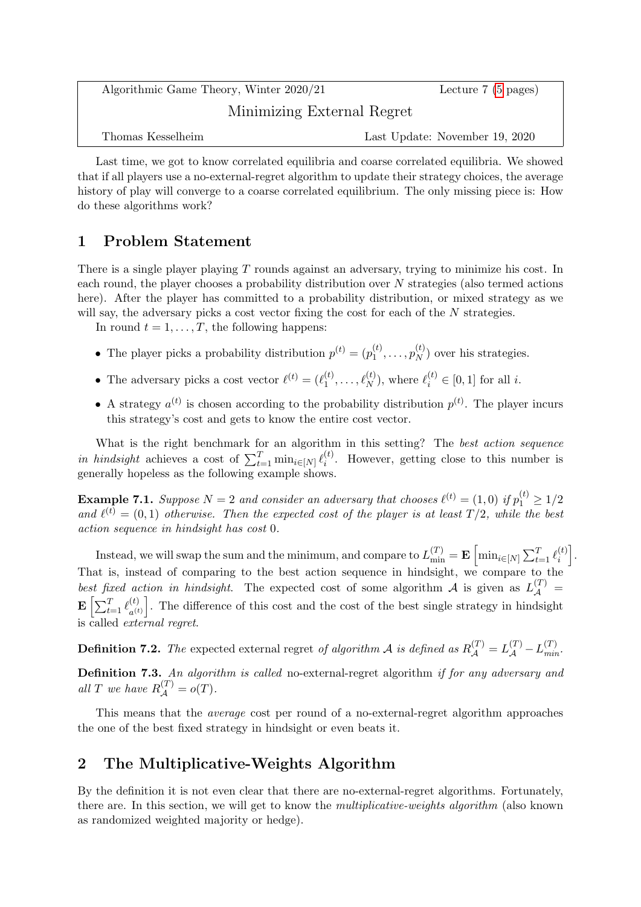| Algorithmic Game Theory, Winter 2020/21 | Lecture 7 (5 pages) |
| --- | --- |
| Minimizing External Regret | |
| Thomas Kesselheim | Last Update: November 19, 2020 |

Last time, we got to know correlated equilibria and coarse correlated equilibria. We showed that if all players use a no-external-regret algorithm to update their strategy choices, the average history of play will converge to a coarse correlated equilibrium. The only missing piece is: How do these algorithms work?

## 1 Problem Statement

There is a single player playing $T$ rounds against an adversary, trying to minimize his cost. In each round, the player chooses a probability distribution over $N$ strategies (also termed actions here). After the player has committed to a probability distribution, or mixed strategy as we will say, the adversary picks a cost vector fixing the cost for each of the $N$ strategies.

In round $t = 1, \ldots, T$, the following happens:

- The player picks a probability distribution $p^{(t)} = (p_1^{(t)}, \ldots, p_N^{(t)})$ over his strategies.
- The adversary picks a cost vector $\ell^{(t)} = (\ell_1^{(t)}, \ldots, \ell_N^{(t)})$, where $\ell_i^{(t)} \in [0, 1]$ for all $i$.
- A strategy $a^{(t)}$ is chosen according to the probability distribution $p^{(t)}$. The player incurs this strategy's cost and gets to know the entire cost vector.

What is the right benchmark for an algorithm in this setting? The *best action sequence in hindsight* achieves a cost of $\sum_{t=1}^{T} \min_{i \in [N]} \ell_i^{(t)}$. However, getting close to this number is generally hopeless as the following example shows.

**Example 7.1.** *Suppose $N = 2$ and consider an adversary that chooses $\ell^{(t)} = (1, 0)$ if $p_1^{(t)} \geq 1/2$ and $\ell^{(t)} = (0, 1)$ otherwise. Then the expected cost of the player is at least $T/2$, while the best action sequence in hindsight has cost $0$.*

Instead, we will swap the sum and the minimum, and compare to $L_{\min}^{(T)} = \mathbf{E}\left[\min_{i \in [N]} \sum_{t=1}^{T} \ell_i^{(t)}\right]$. That is, instead of comparing to the best action sequence in hindsight, we compare to the *best fixed action in hindsight*. The expected cost of some algorithm $\mathcal{A}$ is given as $L_{\mathcal{A}}^{(T)} = \mathbf{E}\left[\sum_{t=1}^{T} \ell_{a^{(t)}}^{(t)}\right]$. The difference of this cost and the cost of the best single strategy in hindsight is called *external regret*.

**Definition 7.2.** *The* expected external regret *of algorithm $\mathcal{A}$ is defined as $R_{\mathcal{A}}^{(T)} = L_{\mathcal{A}}^{(T)} - L_{min}^{(T)}$.*

**Definition 7.3.** *An algorithm is called* no-external-regret algorithm *if for any adversary and all $T$ we have $R_{\mathcal{A}}^{(T)} = o(T)$.*

This means that the *average* cost per round of a no-external-regret algorithm approaches the one of the best fixed strategy in hindsight or even beats it.

## 2 The Multiplicative-Weights Algorithm

By the definition it is not even clear that there are no-external-regret algorithms. Fortunately, there are. In this section, we will get to know the *multiplicative-weights algorithm* (also known as randomized weighted majority or hedge).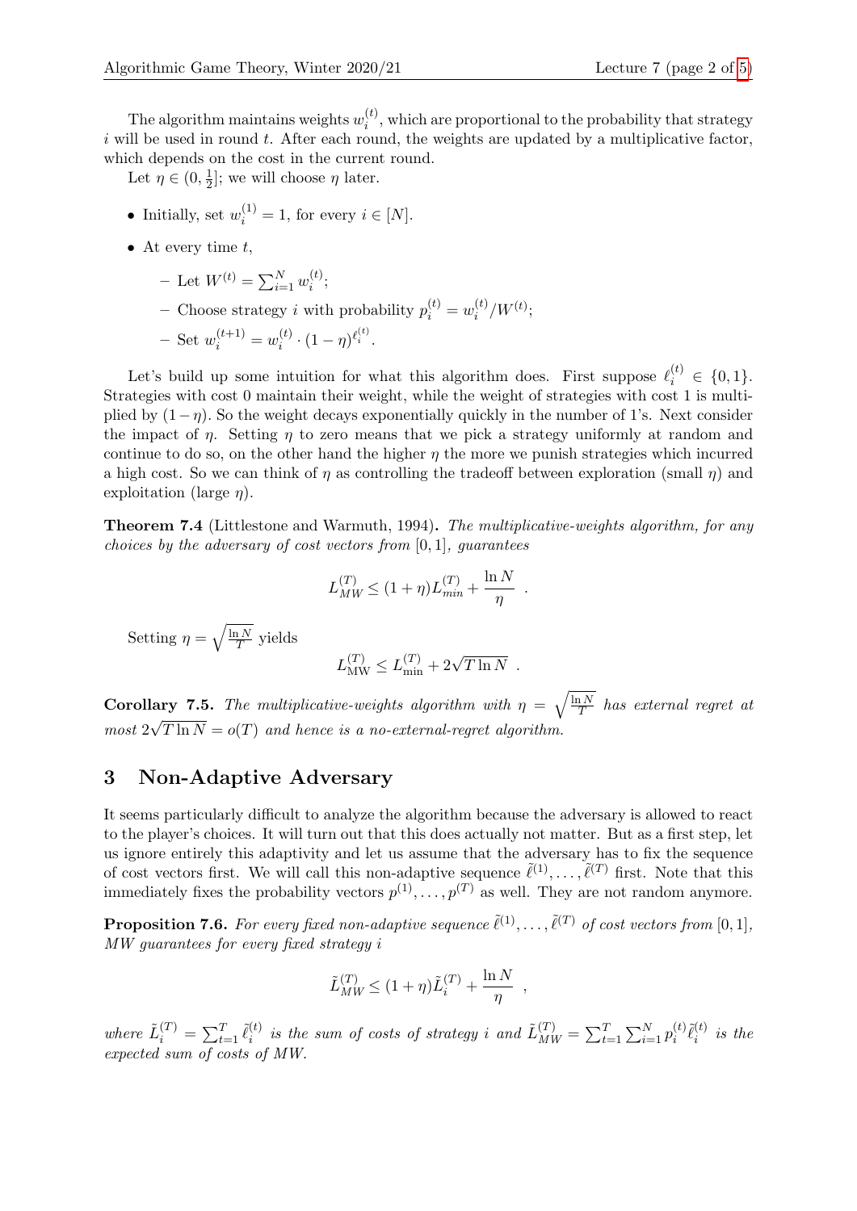The algorithm maintains weights $w_i^{(t)}$, which are proportional to the probability that strategy $i$ will be used in round $t$. After each round, the weights are updated by a multiplicative factor, which depends on the cost in the current round.

Let $\eta \in (0, \frac{1}{2}]$; we will choose $\eta$ later.

- Initially, set $w_i^{(1)} = 1$, for every $i \in [N]$.
- At every time $t$,
  - Let $W^{(t)} = \sum_{i=1}^{N} w_i^{(t)}$;
  - Choose strategy $i$ with probability $p_i^{(t)} = w_i^{(t)}/W^{(t)}$;
  - Set $w_i^{(t+1)} = w_i^{(t)} \cdot (1-\eta)^{\ell_i^{(t)}}$.

Let's build up some intuition for what this algorithm does. First suppose $\ell_i^{(t)} \in \{0, 1\}$. Strategies with cost 0 maintain their weight, while the weight of strategies with cost 1 is multiplied by $(1-\eta)$. So the weight decays exponentially quickly in the number of 1's. Next consider the impact of $\eta$. Setting $\eta$ to zero means that we pick a strategy uniformly at random and continue to do so, on the other hand the higher $\eta$ the more we punish strategies which incurred a high cost. So we can think of $\eta$ as controlling the tradeoff between exploration (small $\eta$) and exploitation (large $\eta$).

**Theorem 7.4** (Littlestone and Warmuth, 1994)**.** *The multiplicative-weights algorithm, for any choices by the adversary of cost vectors from* $[0, 1]$*, guarantees*

$$L_{MW}^{(T)} \leq (1+\eta) L_{min}^{(T)} + \frac{\ln N}{\eta} \ .$$

Setting $\eta = \sqrt{\frac{\ln N}{T}}$ yields

$$L_{\text{MW}}^{(T)} \leq L_{\min}^{(T)} + 2\sqrt{T \ln N} \ .$$

**Corollary 7.5.** *The multiplicative-weights algorithm with* $\eta = \sqrt{\frac{\ln N}{T}}$ *has external regret at most* $2\sqrt{T \ln N} = o(T)$ *and hence is a no-external-regret algorithm.*

## 3 Non-Adaptive Adversary

It seems particularly difficult to analyze the algorithm because the adversary is allowed to react to the player's choices. It will turn out that this does actually not matter. But as a first step, let us ignore entirely this adaptivity and let us assume that the adversary has to fix the sequence of cost vectors first. We will call this non-adaptive sequence $\tilde{\ell}^{(1)}, \ldots, \tilde{\ell}^{(T)}$ first. Note that this immediately fixes the probability vectors $p^{(1)}, \ldots, p^{(T)}$ as well. They are not random anymore.

**Proposition 7.6.** *For every fixed non-adaptive sequence* $\tilde{\ell}^{(1)}, \ldots, \tilde{\ell}^{(T)}$ *of cost vectors from* $[0, 1]$*, MW guarantees for every fixed strategy* $i$

$$\tilde{L}_{MW}^{(T)} \leq (1+\eta) \tilde{L}_i^{(T)} + \frac{\ln N}{\eta} \ ,$$

*where* $\tilde{L}_i^{(T)} = \sum_{t=1}^{T} \tilde{\ell}_i^{(t)}$ *is the sum of costs of strategy* $i$ *and* $\tilde{L}_{MW}^{(T)} = \sum_{t=1}^{T} \sum_{i=1}^{N} p_i^{(t)} \tilde{\ell}_i^{(t)}$ *is the expected sum of costs of MW.*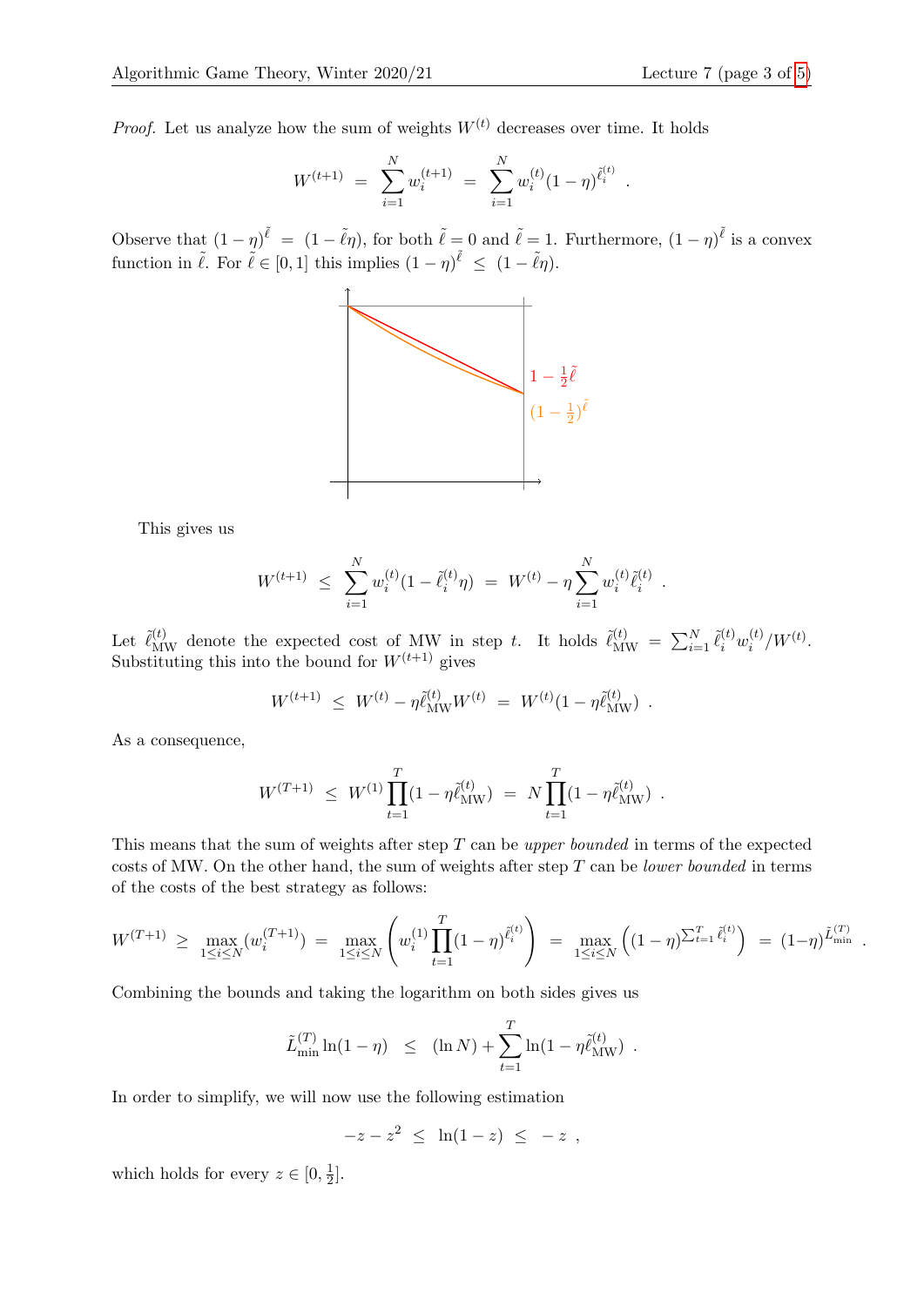*Proof.* Let us analyze how the sum of weights $W^{(t)}$ decreases over time. It holds

$$W^{(t+1)} = \sum_{i=1}^{N} w_i^{(t+1)} = \sum_{i=1}^{N} w_i^{(t)} (1-\eta)^{\tilde{\ell}_i^{(t)}} .$$

Observe that $(1-\eta)^{\tilde{\ell}} = (1-\tilde{\ell}\eta)$, for both $\tilde{\ell} = 0$ and $\tilde{\ell} = 1$. Furthermore, $(1-\eta)^{\tilde{\ell}}$ is a convex function in $\tilde{\ell}$. For $\tilde{\ell} \in [0,1]$ this implies $(1-\eta)^{\tilde{\ell}} \leq (1-\tilde{\ell}\eta)$.

This gives us

$$W^{(t+1)} \leq \sum_{i=1}^{N} w_i^{(t)} (1-\tilde{\ell}_i^{(t)}\eta) = W^{(t)} - \eta \sum_{i=1}^{N} w_i^{(t)} \tilde{\ell}_i^{(t)} .$$

Let $\tilde{\ell}_{\text{MW}}^{(t)}$ denote the expected cost of MW in step $t$. It holds $\tilde{\ell}_{\text{MW}}^{(t)} = \sum_{i=1}^{N} \tilde{\ell}_i^{(t)} w_i^{(t)} / W^{(t)}$. Substituting this into the bound for $W^{(t+1)}$ gives

$$W^{(t+1)} \leq W^{(t)} - \eta \tilde{\ell}_{\text{MW}}^{(t)} W^{(t)} = W^{(t)} (1 - \eta \tilde{\ell}_{\text{MW}}^{(t)}) .$$

As a consequence,

$$W^{(T+1)} \leq W^{(1)} \prod_{t=1}^{T} (1 - \eta \tilde{\ell}_{\text{MW}}^{(t)}) = N \prod_{t=1}^{T} (1 - \eta \tilde{\ell}_{\text{MW}}^{(t)}) .$$

This means that the sum of weights after step $T$ can be *upper bounded* in terms of the expected costs of MW. On the other hand, the sum of weights after step $T$ can be *lower bounded* in terms of the costs of the best strategy as follows:

$$W^{(T+1)} \geq \max_{1 \leq i \leq N} (w_i^{(T+1)}) = \max_{1 \leq i \leq N} \left( w_i^{(1)} \prod_{t=1}^{T} (1-\eta)^{\tilde{\ell}_i^{(t)}} \right) = \max_{1 \leq i \leq N} \left( (1-\eta)^{\sum_{t=1}^{T} \tilde{\ell}_i^{(t)}} \right) = (1-\eta)^{\tilde{L}_{\min}^{(T)}} .$$

Combining the bounds and taking the logarithm on both sides gives us

$$\tilde{L}_{\min}^{(T)} \ln(1-\eta) \leq (\ln N) + \sum_{t=1}^{T} \ln(1 - \eta \tilde{\ell}_{\text{MW}}^{(t)}) .$$

In order to simplify, we will now use the following estimation

$$-z - z^2 \leq \ln(1-z) \leq -z ,$$

which holds for every $z \in [0, \frac{1}{2}]$.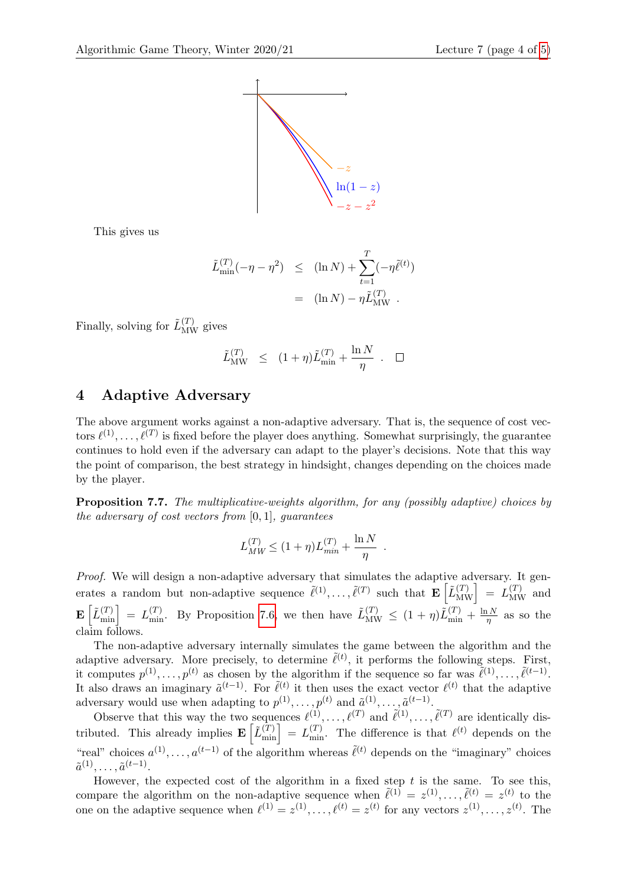This gives us

$$\tilde{L}_{\min}^{(T)}(-\eta - \eta^2) \;\leq\; (\ln N) + \sum_{t=1}^{T}(-\eta \tilde{\ell}^{(t)})$$
$$= (\ln N) - \eta \tilde{L}_{\text{MW}}^{(T)} \;.$$

Finally, solving for $\tilde{L}_{\text{MW}}^{(T)}$ gives

$$\tilde{L}_{\text{MW}}^{(T)} \;\leq\; (1+\eta)\tilde{L}_{\min}^{(T)} + \frac{\ln N}{\eta} \;. \quad \square$$

## 4 Adaptive Adversary

The above argument works against a non-adaptive adversary. That is, the sequence of cost vectors $\ell^{(1)}, \ldots, \ell^{(T)}$ is fixed before the player does anything. Somewhat surprisingly, the guarantee continues to hold even if the adversary can adapt to the player's decisions. Note that this way the point of comparison, the best strategy in hindsight, changes depending on the choices made by the player.

**Proposition 7.7.** *The multiplicative-weights algorithm, for any (possibly adaptive) choices by the adversary of cost vectors from $[0,1]$, guarantees*

$$L_{MW}^{(T)} \leq (1+\eta)L_{min}^{(T)} + \frac{\ln N}{\eta} \;.$$

*Proof.* We will design a non-adaptive adversary that simulates the adaptive adversary. It generates a random but non-adaptive sequence $\tilde{\ell}^{(1)}, \ldots, \tilde{\ell}^{(T)}$ such that $\mathbf{E}\left[\tilde{L}_{\text{MW}}^{(T)}\right] = L_{\text{MW}}^{(T)}$ and $\mathbf{E}\left[\tilde{L}_{\min}^{(T)}\right] = L_{\min}^{(T)}$. By Proposition 7.6, we then have $\tilde{L}_{\text{MW}}^{(T)} \leq (1+\eta)\tilde{L}_{\min}^{(T)} + \frac{\ln N}{\eta}$ as so the claim follows.

The non-adaptive adversary internally simulates the game between the algorithm and the adaptive adversary. More precisely, to determine $\tilde{\ell}^{(t)}$, it performs the following steps. First, it computes $p^{(1)}, \ldots, p^{(t)}$ as chosen by the algorithm if the sequence so far was $\tilde{\ell}^{(1)}, \ldots, \tilde{\ell}^{(t-1)}$. It also draws an imaginary $\tilde{a}^{(t-1)}$. For $\tilde{\ell}^{(t)}$ it then uses the exact vector $\ell^{(t)}$ that the adaptive adversary would use when adapting to $p^{(1)}, \ldots, p^{(t)}$ and $\tilde{a}^{(1)}, \ldots, \tilde{a}^{(t-1)}$.

Observe that this way the two sequences $\ell^{(1)}, \ldots, \ell^{(T)}$ and $\tilde{\ell}^{(1)}, \ldots, \tilde{\ell}^{(T)}$ are identically distributed. This already implies $\mathbf{E}\left[\tilde{L}_{\min}^{(T)}\right] = L_{\min}^{(T)}$. The difference is that $\ell^{(t)}$ depends on the "real" choices $a^{(1)}, \ldots, a^{(t-1)}$ of the algorithm whereas $\tilde{\ell}^{(t)}$ depends on the "imaginary" choices $\tilde{a}^{(1)}, \ldots, \tilde{a}^{(t-1)}$.

However, the expected cost of the algorithm in a fixed step $t$ is the same. To see this, compare the algorithm on the non-adaptive sequence when $\tilde{\ell}^{(1)} = z^{(1)}, \ldots, \tilde{\ell}^{(t)} = z^{(t)}$ to the one on the adaptive sequence when $\ell^{(1)} = z^{(1)}, \ldots, \ell^{(t)} = z^{(t)}$ for any vectors $z^{(1)}, \ldots, z^{(t)}$. The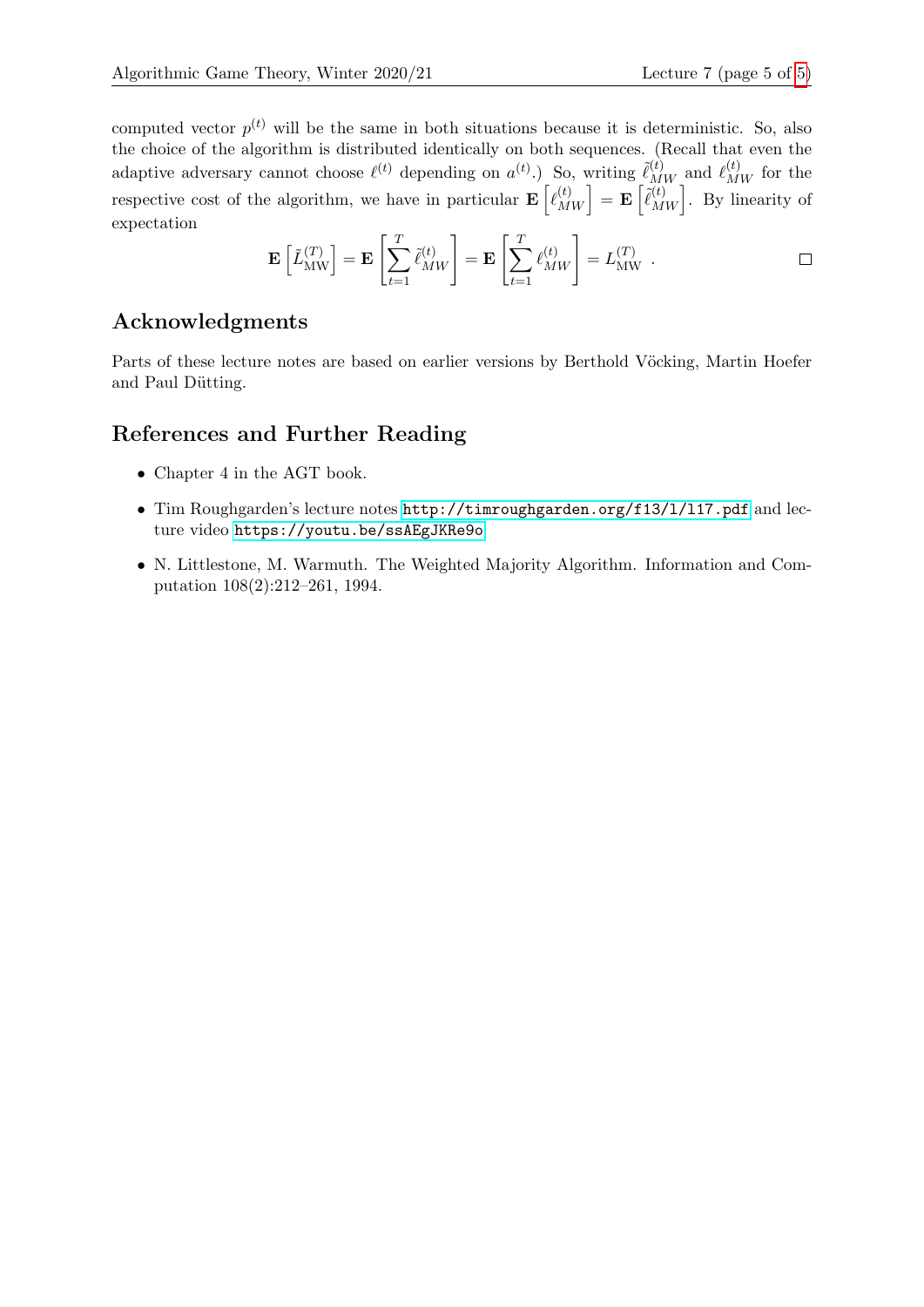computed vector $p^{(t)}$ will be the same in both situations because it is deterministic. So, also the choice of the algorithm is distributed identically on both sequences. (Recall that even the adaptive adversary cannot choose $\ell^{(t)}$ depending on $a^{(t)}$.) So, writing $\tilde{\ell}^{(t)}_{MW}$ and $\ell^{(t)}_{MW}$ for the respective cost of the algorithm, we have in particular $\mathbf{E}\left[\ell^{(t)}_{MW}\right] = \mathbf{E}\left[\tilde{\ell}^{(t)}_{MW}\right]$. By linearity of expectation

$$\mathbf{E}\left[\tilde{L}^{(T)}_{\mathrm{MW}}\right] = \mathbf{E}\left[\sum_{t=1}^{T} \tilde{\ell}^{(t)}_{MW}\right] = \mathbf{E}\left[\sum_{t=1}^{T} \ell^{(t)}_{MW}\right] = L^{(T)}_{\mathrm{MW}} \ . \qquad \square$$

## Acknowledgments

Parts of these lecture notes are based on earlier versions by Berthold Vöcking, Martin Hoefer and Paul Dütting.

## References and Further Reading

- Chapter 4 in the AGT book.
- Tim Roughgarden's lecture notes http://timroughgarden.org/f13/l/l17.pdf and lecture video https://youtu.be/ssAEgJKRe9o
- N. Littlestone, M. Warmuth. The Weighted Majority Algorithm. Information and Computation 108(2):212–261, 1994.